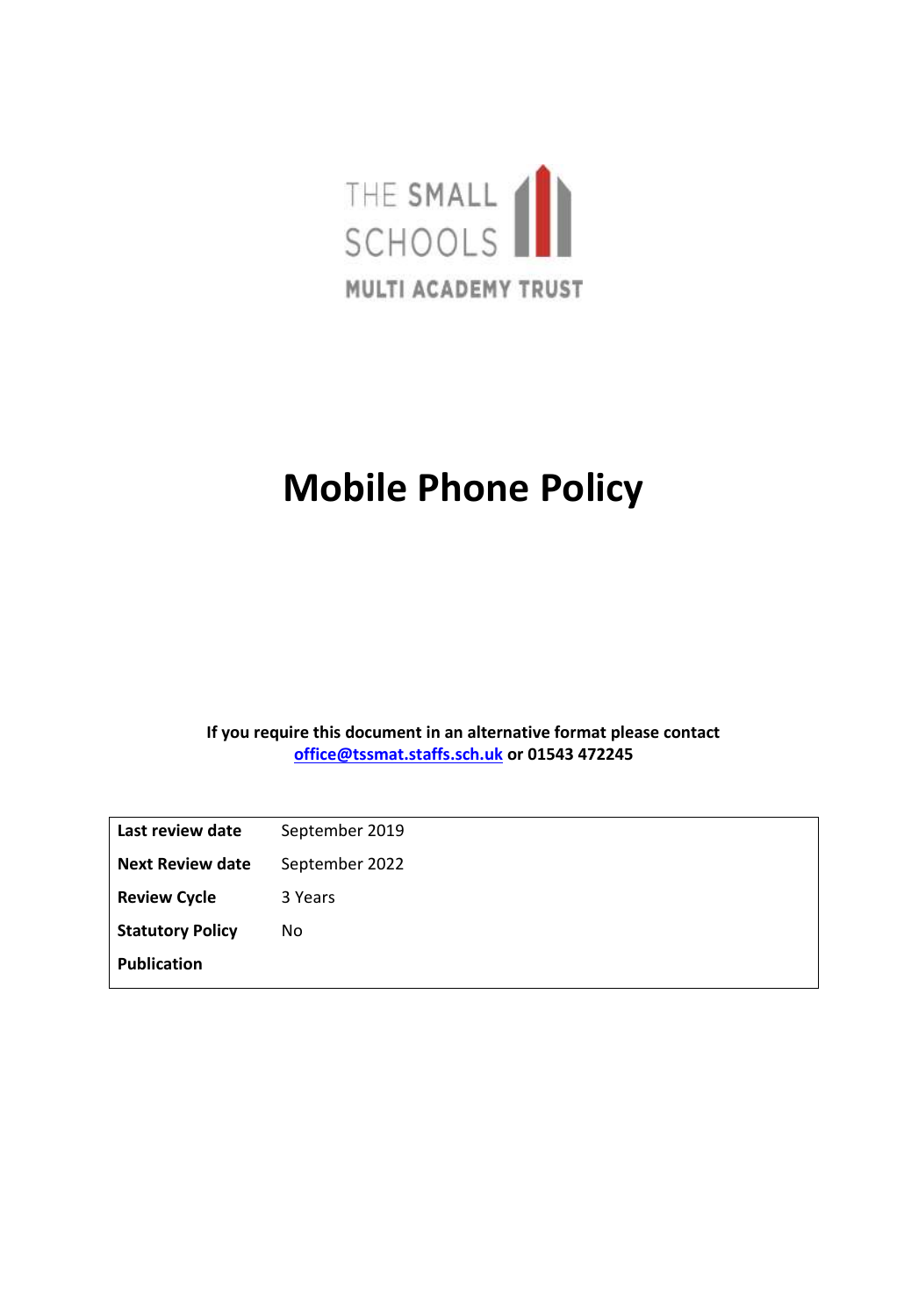THE SMALL SCHOOLS
MULTI ACADEMY TRUST

# Mobile Phone Policy

**If you require this document in an alternative format please contact [office@tssmat.staffs.sch.uk](mailto:office@tssmat.staffs.sch.uk) or 01543 472245**

| | |
|---|---|
| **Last review date** | September 2019 |
| **Next Review date** | September 2022 |
| **Review Cycle** | 3 Years |
| **Statutory Policy** | No |
| **Publication** | |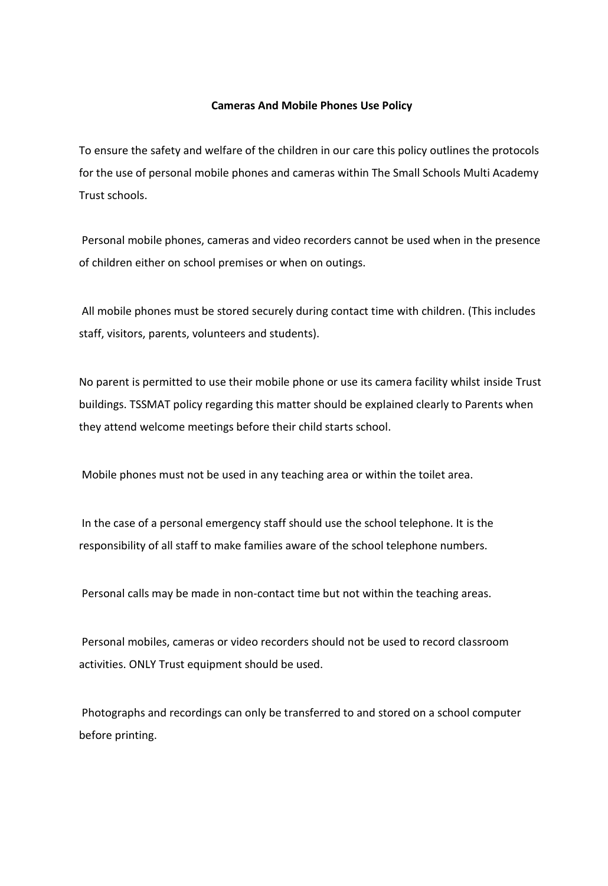**Cameras And Mobile Phones Use Policy**

To ensure the safety and welfare of the children in our care this policy outlines the protocols for the use of personal mobile phones and cameras within The Small Schools Multi Academy Trust schools.

Personal mobile phones, cameras and video recorders cannot be used when in the presence of children either on school premises or when on outings.

All mobile phones must be stored securely during contact time with children. (This includes staff, visitors, parents, volunteers and students).

No parent is permitted to use their mobile phone or use its camera facility whilst inside Trust buildings. TSSMAT policy regarding this matter should be explained clearly to Parents when they attend welcome meetings before their child starts school.

Mobile phones must not be used in any teaching area or within the toilet area.

In the case of a personal emergency staff should use the school telephone. It is the responsibility of all staff to make families aware of the school telephone numbers.

Personal calls may be made in non-contact time but not within the teaching areas.

Personal mobiles, cameras or video recorders should not be used to record classroom activities. ONLY Trust equipment should be used.

Photographs and recordings can only be transferred to and stored on a school computer before printing.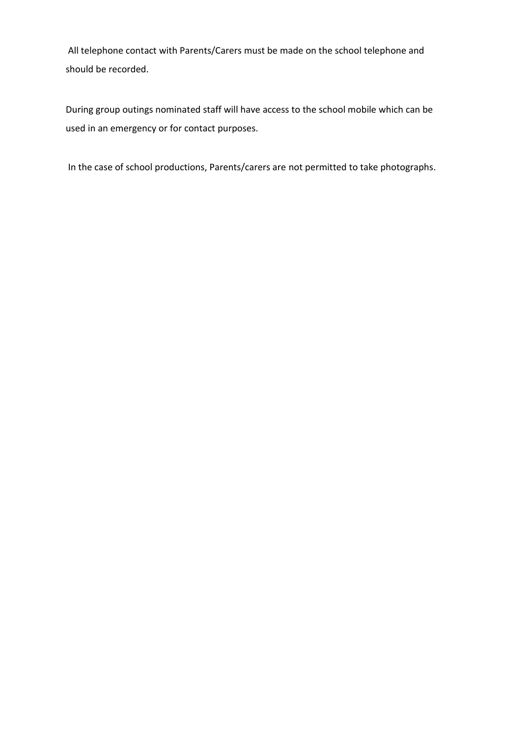All telephone contact with Parents/Carers must be made on the school telephone and should be recorded.

During group outings nominated staff will have access to the school mobile which can be used in an emergency or for contact purposes.

In the case of school productions, Parents/carers are not permitted to take photographs.